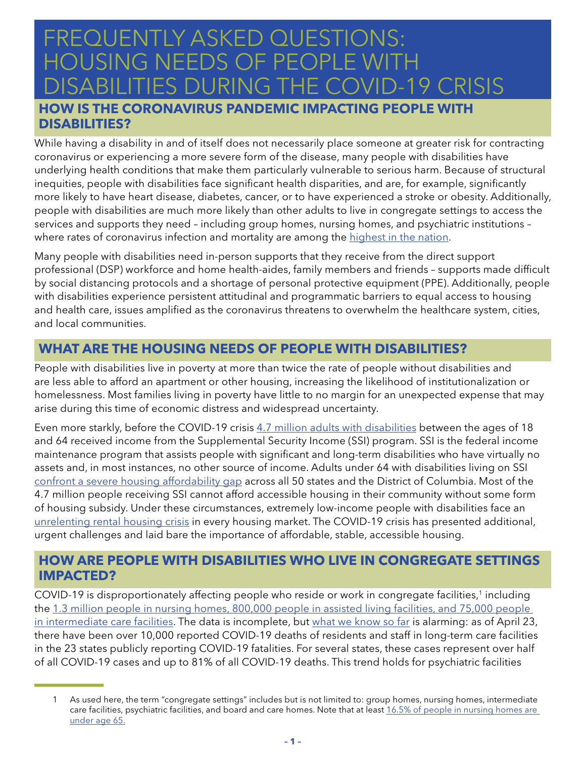# FREQUENTLY ASKED QUESTIONS: HOUSING NEEDS OF PEOPLE WITH DISABILITIES DURING THE COVID-19 CRISIS

## HOW IS THE CORONAVIRUS PANDEMIC IMPACTING PEOPLE WITH DISABILITIES?

While having a disability in and of itself does not necessarily place someone at greater risk for contracting coronavirus or experiencing a more severe form of the disease, many people with disabilities have underlying health conditions that make them particularly vulnerable to serious harm. Because of structural inequities, people with disabilities face significant health disparities, and are, for example, significantly more likely to have heart disease, diabetes, cancer, or to have experienced a stroke or obesity. Additionally, people with disabilities are much more likely than other adults to live in congregate settings to access the services and supports they need – including group homes, nursing homes, and psychiatric institutions – where rates of coronavirus infection and mortality are among the highest in the nation.

Many people with disabilities need in-person supports that they receive from the direct support professional (DSP) workforce and home health-aides, family members and friends – supports made difficult by social distancing protocols and a shortage of personal protective equipment (PPE). Additionally, people with disabilities experience persistent attitudinal and programmatic barriers to equal access to housing and health care, issues amplified as the coronavirus threatens to overwhelm the healthcare system, cities, and local communities.

## WHAT ARE THE HOUSING NEEDS OF PEOPLE WITH DISABILITIES?

People with disabilities live in poverty at more than twice the rate of people without disabilities and are less able to afford an apartment or other housing, increasing the likelihood of institutionalization or homelessness. Most families living in poverty have little to no margin for an unexpected expense that may arise during this time of economic distress and widespread uncertainty.

Even more starkly, before the COVID-19 crisis 4.7 million adults with disabilities between the ages of 18 and 64 received income from the Supplemental Security Income (SSI) program. SSI is the federal income maintenance program that assists people with significant and long-term disabilities who have virtually no assets and, in most instances, no other source of income. Adults under 64 with disabilities living on SSI confront a severe housing affordability gap across all 50 states and the District of Columbia. Most of the 4.7 million people receiving SSI cannot afford accessible housing in their community without some form of housing subsidy. Under these circumstances, extremely low-income people with disabilities face an unrelenting rental housing crisis in every housing market. The COVID-19 crisis has presented additional, urgent challenges and laid bare the importance of affordable, stable, accessible housing.

## HOW ARE PEOPLE WITH DISABILITIES WHO LIVE IN CONGREGATE SETTINGS IMPACTED?

COVID-19 is disproportionately affecting people who reside or work in congregate facilities,[1] including the 1.3 million people in nursing homes, 800,000 people in assisted living facilities, and 75,000 people in intermediate care facilities. The data is incomplete, but what we know so far is alarming: as of April 23, there have been over 10,000 reported COVID-19 deaths of residents and staff in long-term care facilities in the 23 states publicly reporting COVID-19 fatalities. For several states, these cases represent over half of all COVID-19 cases and up to 81% of all COVID-19 deaths. This trend holds for psychiatric facilities

---

1 As used here, the term "congregate settings" includes but is not limited to: group homes, nursing homes, intermediate care facilities, psychiatric facilities, and board and care homes. Note that at least 16.5% of people in nursing homes are under age 65.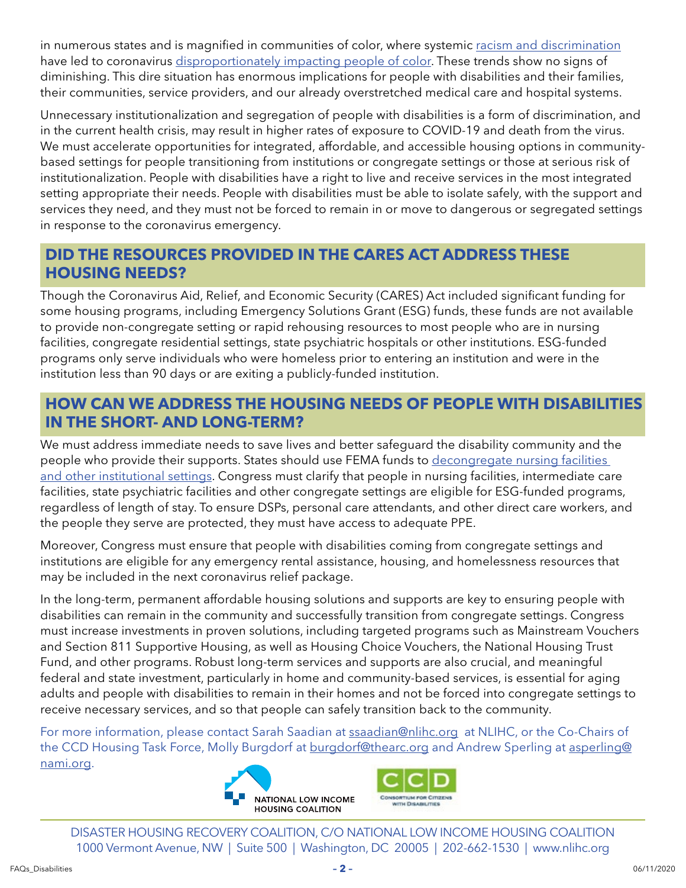in numerous states and is magnified in communities of color, where systemic racism and discrimination have led to coronavirus disproportionately impacting people of color. These trends show no signs of diminishing. This dire situation has enormous implications for people with disabilities and their families, their communities, service providers, and our already overstretched medical care and hospital systems.

Unnecessary institutionalization and segregation of people with disabilities is a form of discrimination, and in the current health crisis, may result in higher rates of exposure to COVID-19 and death from the virus. We must accelerate opportunities for integrated, affordable, and accessible housing options in community-based settings for people transitioning from institutions or congregate settings or those at serious risk of institutionalization. People with disabilities have a right to live and receive services in the most integrated setting appropriate their needs. People with disabilities must be able to isolate safely, with the support and services they need, and they must not be forced to remain in or move to dangerous or segregated settings in response to the coronavirus emergency.

## DID THE RESOURCES PROVIDED IN THE CARES ACT ADDRESS THESE HOUSING NEEDS?

Though the Coronavirus Aid, Relief, and Economic Security (CARES) Act included significant funding for some housing programs, including Emergency Solutions Grant (ESG) funds, these funds are not available to provide non-congregate setting or rapid rehousing resources to most people who are in nursing facilities, congregate residential settings, state psychiatric hospitals or other institutions. ESG-funded programs only serve individuals who were homeless prior to entering an institution and were in the institution less than 90 days or are exiting a publicly-funded institution.

## HOW CAN WE ADDRESS THE HOUSING NEEDS OF PEOPLE WITH DISABILITIES IN THE SHORT- AND LONG-TERM?

We must address immediate needs to save lives and better safeguard the disability community and the people who provide their supports. States should use FEMA funds to decongregate nursing facilities and other institutional settings. Congress must clarify that people in nursing facilities, intermediate care facilities, state psychiatric facilities and other congregate settings are eligible for ESG-funded programs, regardless of length of stay. To ensure DSPs, personal care attendants, and other direct care workers, and the people they serve are protected, they must have access to adequate PPE.

Moreover, Congress must ensure that people with disabilities coming from congregate settings and institutions are eligible for any emergency rental assistance, housing, and homelessness resources that may be included in the next coronavirus relief package.

In the long-term, permanent affordable housing solutions and supports are key to ensuring people with disabilities can remain in the community and successfully transition from congregate settings. Congress must increase investments in proven solutions, including targeted programs such as Mainstream Vouchers and Section 811 Supportive Housing, as well as Housing Choice Vouchers, the National Housing Trust Fund, and other programs. Robust long-term services and supports are also crucial, and meaningful federal and state investment, particularly in home and community-based services, is essential for aging adults and people with disabilities to remain in their homes and not be forced into congregate settings to receive necessary services, and so that people can safely transition back to the community.

For more information, please contact Sarah Saadian at ssaadian@nlihc.org at NLIHC, or the Co-Chairs of the CCD Housing Task Force, Molly Burgdorf at burgdorf@thearc.org and Andrew Sperling at asperling@nami.org.

NATIONAL LOW INCOME HOUSING COALITION

CCD Consortium for Citizens with Disabilities

DISASTER HOUSING RECOVERY COALITION, C/O NATIONAL LOW INCOME HOUSING COALITION
1000 Vermont Avenue, NW | Suite 500 | Washington, DC 20005 | 202-662-1530 | www.nlihc.org